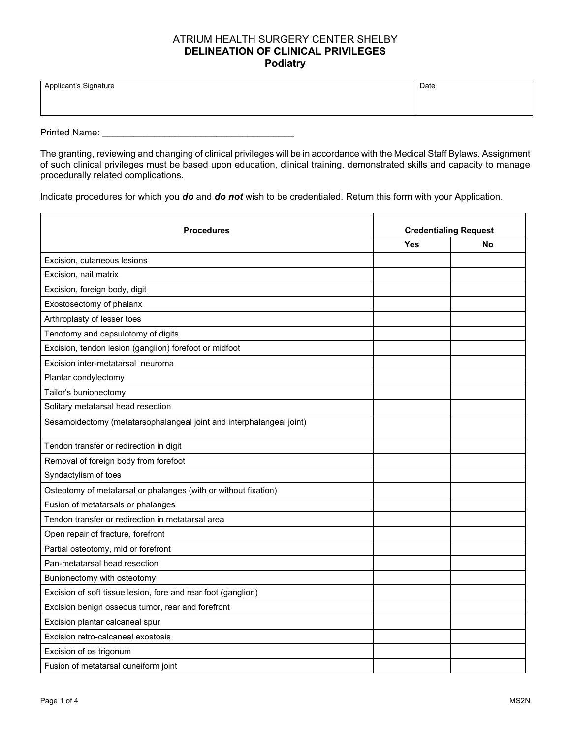# ATRIUM HEALTH SURGERY CENTER SHELBY
## DELINEATION OF CLINICAL PRIVILEGES
### Podiatry

| Applicant's Signature | Date |
|---|---|
| | |

Printed Name: ______________________________________

The granting, reviewing and changing of clinical privileges will be in accordance with the Medical Staff Bylaws. Assignment of such clinical privileges must be based upon education, clinical training, demonstrated skills and capacity to manage procedurally related complications.

Indicate procedures for which you ***do*** and ***do not*** wish to be credentialed. Return this form with your Application.

| Procedures | Credentialing Request | |
|---|---|---|
| | Yes | No |
| Excision, cutaneous lesions | | |
| Excision, nail matrix | | |
| Excision, foreign body, digit | | |
| Exostosectomy of phalanx | | |
| Arthroplasty of lesser toes | | |
| Tenotomy and capsulotomy of digits | | |
| Excision, tendon lesion (ganglion) forefoot or midfoot | | |
| Excision inter-metatarsal neuroma | | |
| Plantar condylectomy | | |
| Tailor's bunionectomy | | |
| Solitary metatarsal head resection | | |
| Sesamoidectomy (metatarsophalangeal joint and interphalangeal joint) | | |
| Tendon transfer or redirection in digit | | |
| Removal of foreign body from forefoot | | |
| Syndactylism of toes | | |
| Osteotomy of metatarsal or phalanges (with or without fixation) | | |
| Fusion of metatarsals or phalanges | | |
| Tendon transfer or redirection in metatarsal area | | |
| Open repair of fracture, forefront | | |
| Partial osteotomy, mid or forefront | | |
| Pan-metatarsal head resection | | |
| Bunionectomy with osteotomy | | |
| Excision of soft tissue lesion, fore and rear foot (ganglion) | | |
| Excision benign osseous tumor, rear and forefront | | |
| Excision plantar calcaneal spur | | |
| Excision retro-calcaneal exostosis | | |
| Excision of os trigonum | | |
| Fusion of metatarsal cuneiform joint | | |

MS2N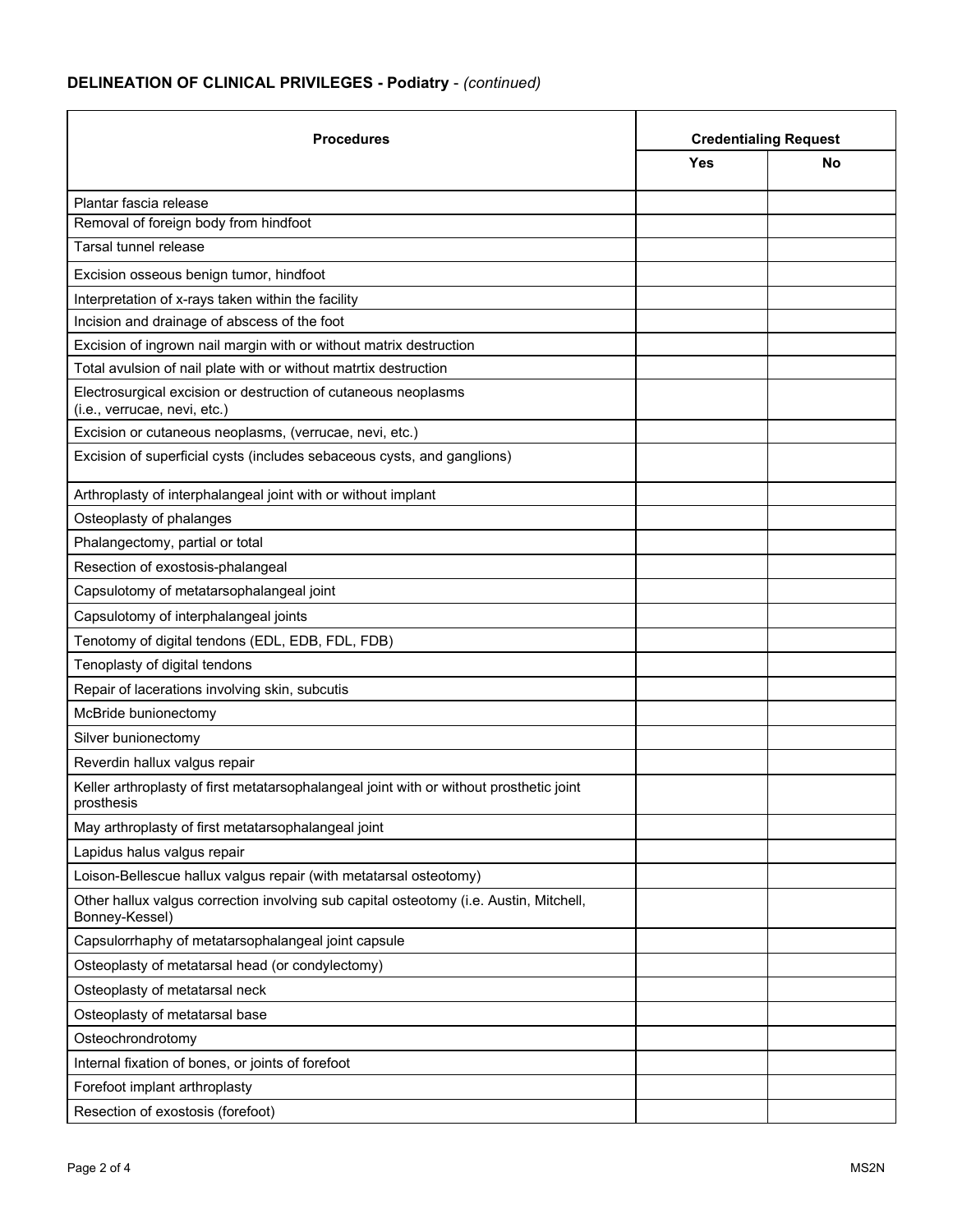**DELINEATION OF CLINICAL PRIVILEGES - Podiatry** - *(continued)*

| Procedures | Credentialing Request | |
|---|---|---|
| | Yes | No |
| Plantar fascia release | | |
| Removal of foreign body from hindfoot | | |
| Tarsal tunnel release | | |
| Excision osseous benign tumor, hindfoot | | |
| Interpretation of x-rays taken within the facility | | |
| Incision and drainage of abscess of the foot | | |
| Excision of ingrown nail margin with or without matrix destruction | | |
| Total avulsion of nail plate with or without matrtix destruction | | |
| Electrosurgical excision or destruction of cutaneous neoplasms (i.e., verrucae, nevi, etc.) | | |
| Excision or cutaneous neoplasms, (verrucae, nevi, etc.) | | |
| Excision of superficial cysts (includes sebaceous cysts, and ganglions) | | |
| Arthroplasty of interphalangeal joint with or without implant | | |
| Osteoplasty of phalanges | | |
| Phalangectomy, partial or total | | |
| Resection of exostosis-phalangeal | | |
| Capsulotomy of metatarsophalangeal joint | | |
| Capsulotomy of interphalangeal joints | | |
| Tenotomy of digital tendons (EDL, EDB, FDL, FDB) | | |
| Tenoplasty of digital tendons | | |
| Repair of lacerations involving skin, subcutis | | |
| McBride bunionectomy | | |
| Silver bunionectomy | | |
| Reverdin hallux valgus repair | | |
| Keller arthroplasty of first metatarsophalangeal joint with or without prosthetic joint prosthesis | | |
| May arthroplasty of first metatarsophalangeal joint | | |
| Lapidus halus valgus repair | | |
| Loison-Bellescue hallux valgus repair (with metatarsal osteotomy) | | |
| Other hallux valgus correction involving sub capital osteotomy (i.e. Austin, Mitchell, Bonney-Kessel) | | |
| Capsulorrhaphy of metatarsophalangeal joint capsule | | |
| Osteoplasty of metatarsal head (or condylectomy) | | |
| Osteoplasty of metatarsal neck | | |
| Osteoplasty of metatarsal base | | |
| Osteochrondrotomy | | |
| Internal fixation of bones, or joints of forefoot | | |
| Forefoot implant arthroplasty | | |
| Resection of exostosis (forefoot) | | |

MS2N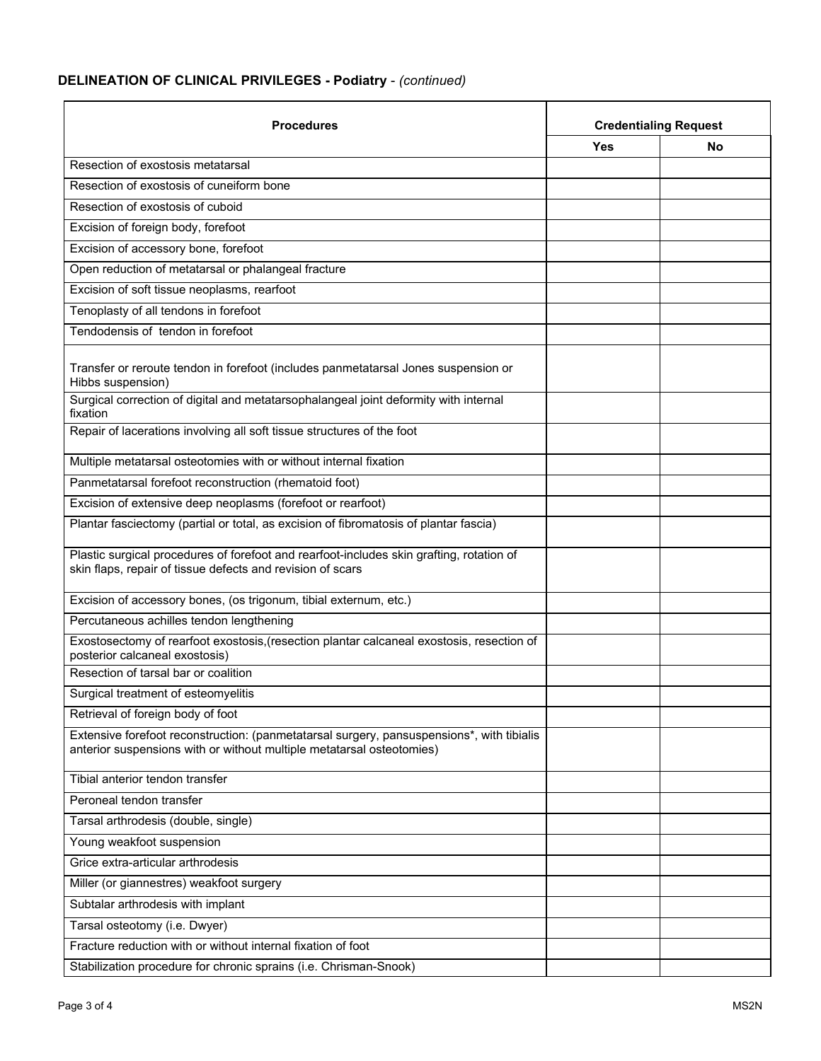## DELINEATION OF CLINICAL PRIVILEGES - Podiatry - *(continued)*

| Procedures | Credentialing Request | |
|---|---|---|
| | **Yes** | **No** |
| Resection of exostosis metatarsal | | |
| Resection of exostosis of cuneiform bone | | |
| Resection of exostosis of cuboid | | |
| Excision of foreign body, forefoot | | |
| Excision of accessory bone, forefoot | | |
| Open reduction of metatarsal or phalangeal fracture | | |
| Excision of soft tissue neoplasms, rearfoot | | |
| Tenoplasty of all tendons in forefoot | | |
| Tendodensis of tendon in forefoot | | |
| Transfer or reroute tendon in forefoot (includes panmetatarsal Jones suspension or Hibbs suspension) | | |
| Surgical correction of digital and metatarsophalangeal joint deformity with internal fixation | | |
| Repair of lacerations involving all soft tissue structures of the foot | | |
| Multiple metatarsal osteotomies with or without internal fixation | | |
| Panmetatarsal forefoot reconstruction (rhematoid foot) | | |
| Excision of extensive deep neoplasms (forefoot or rearfoot) | | |
| Plantar fasciectomy (partial or total, as excision of fibromatosis of plantar fascia) | | |
| Plastic surgical procedures of forefoot and rearfoot-includes skin grafting, rotation of skin flaps, repair of tissue defects and revision of scars | | |
| Excision of accessory bones, (os trigonum, tibial externum, etc.) | | |
| Percutaneous achilles tendon lengthening | | |
| Exostosectomy of rearfoot exostosis,(resection plantar calcaneal exostosis, resection of posterior calcaneal exostosis) | | |
| Resection of tarsal bar or coalition | | |
| Surgical treatment of esteomyelitis | | |
| Retrieval of foreign body of foot | | |
| Extensive forefoot reconstruction: (panmetatarsal surgery, pansuspensions*, with tibialis anterior suspensions with or without multiple metatarsal osteotomies) | | |
| Tibial anterior tendon transfer | | |
| Peroneal tendon transfer | | |
| Tarsal arthrodesis (double, single) | | |
| Young weakfoot suspension | | |
| Grice extra-articular arthrodesis | | |
| Miller (or giannestres) weakfoot surgery | | |
| Subtalar arthrodesis with implant | | |
| Tarsal osteotomy (i.e. Dwyer) | | |
| Fracture reduction with or without internal fixation of foot | | |
| Stabilization procedure for chronic sprains (i.e. Chrisman-Snook) | | |

MS2N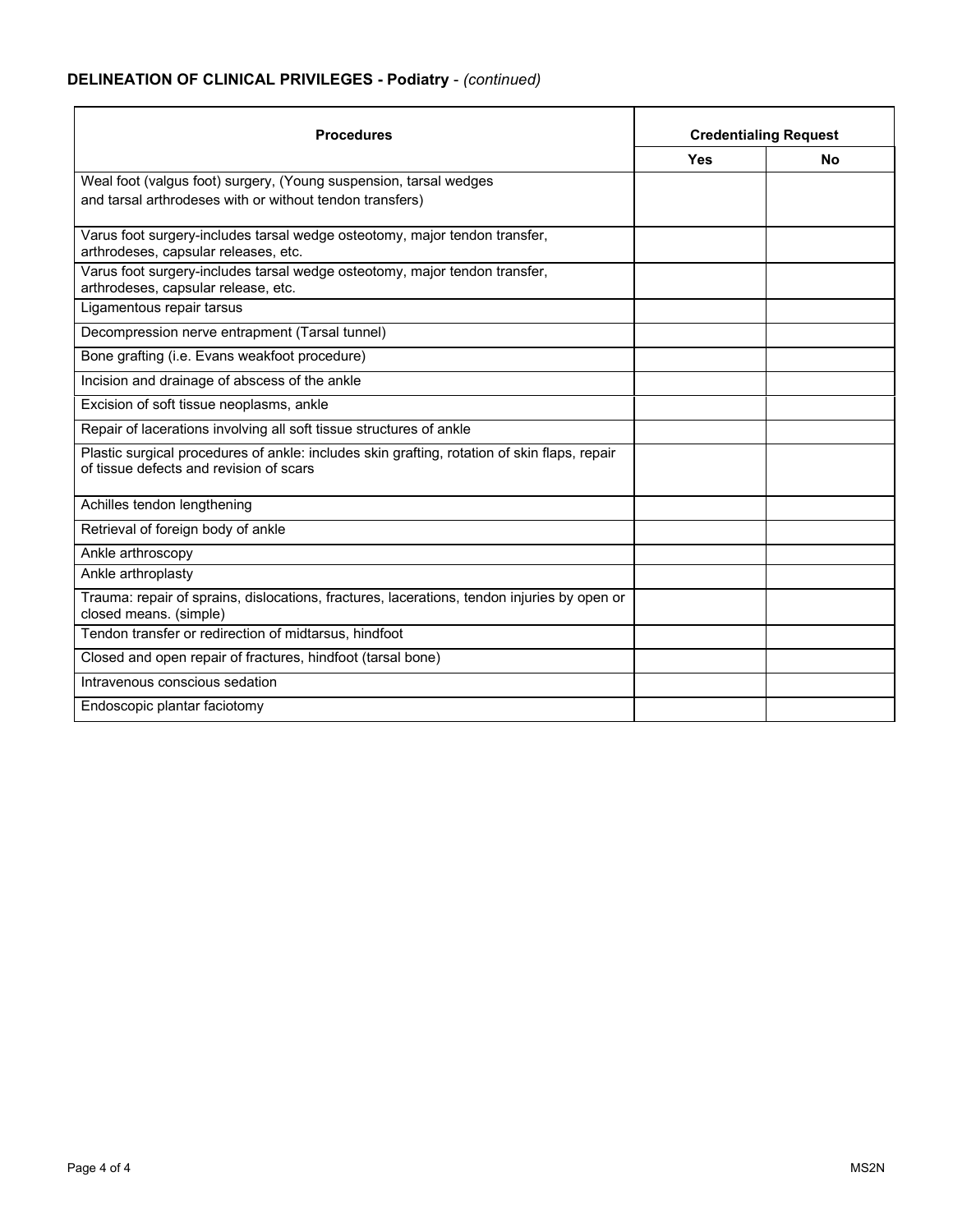**DELINEATION OF CLINICAL PRIVILEGES - Podiatry** - *(continued)*

| Procedures | Credentialing Request | |
|---|---|---|
| | **Yes** | **No** |
| Weal foot (valgus foot) surgery, (Young suspension, tarsal wedges and tarsal arthrodeses with or without tendon transfers) | | |
| Varus foot surgery-includes tarsal wedge osteotomy, major tendon transfer, arthrodeses, capsular releases, etc. | | |
| Varus foot surgery-includes tarsal wedge osteotomy, major tendon transfer, arthrodeses, capsular release, etc. | | |
| Ligamentous repair tarsus | | |
| Decompression nerve entrapment (Tarsal tunnel) | | |
| Bone grafting (i.e. Evans weakfoot procedure) | | |
| Incision and drainage of abscess of the ankle | | |
| Excision of soft tissue neoplasms, ankle | | |
| Repair of lacerations involving all soft tissue structures of ankle | | |
| Plastic surgical procedures of ankle: includes skin grafting, rotation of skin flaps, repair of tissue defects and revision of scars | | |
| Achilles tendon lengthening | | |
| Retrieval of foreign body of ankle | | |
| Ankle arthroscopy | | |
| Ankle arthroplasty | | |
| Trauma: repair of sprains, dislocations, fractures, lacerations, tendon injuries by open or closed means. (simple) | | |
| Tendon transfer or redirection of midtarsus, hindfoot | | |
| Closed and open repair of fractures, hindfoot (tarsal bone) | | |
| Intravenous conscious sedation | | |
| Endoscopic plantar faciotomy | | |

MS2N